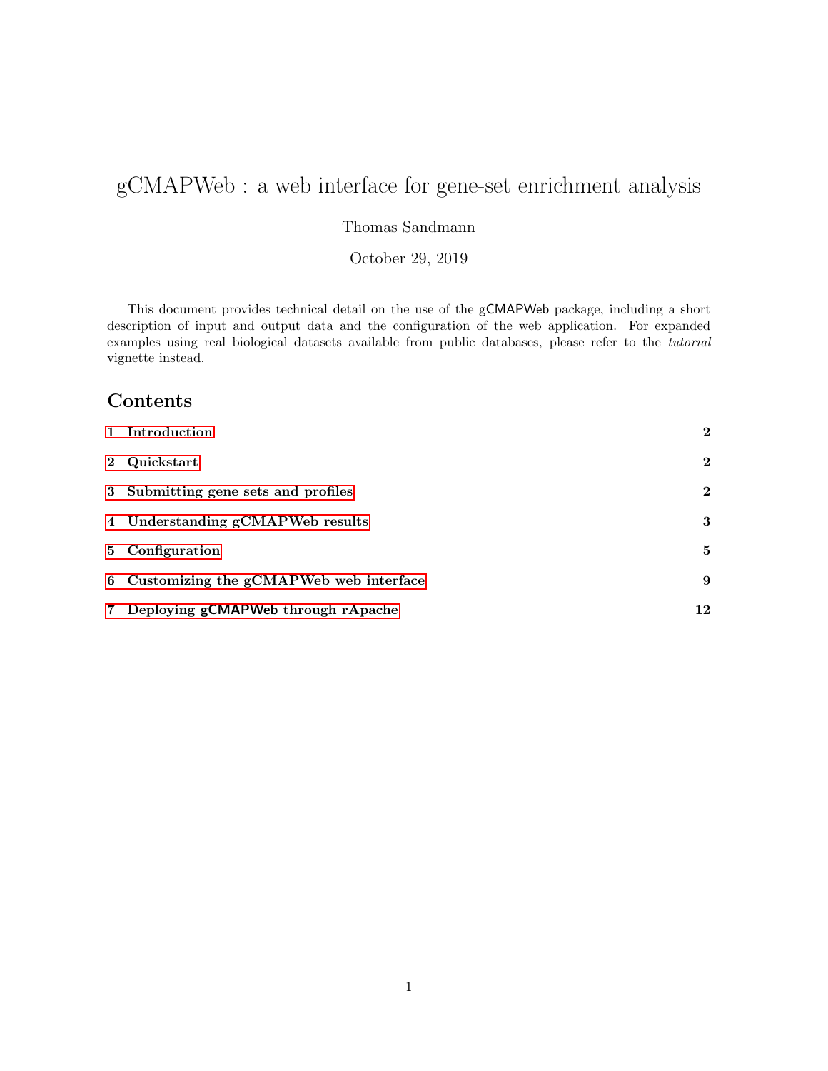# gCMAPWeb : a web interface for gene-set enrichment analysis

Thomas Sandmann

October 29, 2019

This document provides technical detail on the use of the gCMAPWeb package, including a short description of input and output data and the configuration of the web application. For expanded examples using real biological datasets available from public databases, please refer to the *tutorial* vignette instead.

## Contents

| | |
|---|---|
| **1 Introduction** | **2** |
| **2 Quickstart** | **2** |
| **3 Submitting gene sets and profiles** | **2** |
| **4 Understanding gCMAPWeb results** | **3** |
| **5 Configuration** | **5** |
| **6 Customizing the gCMAPWeb web interface** | **9** |
| **7 Deploying gCMAPWeb through rApache** | **12** |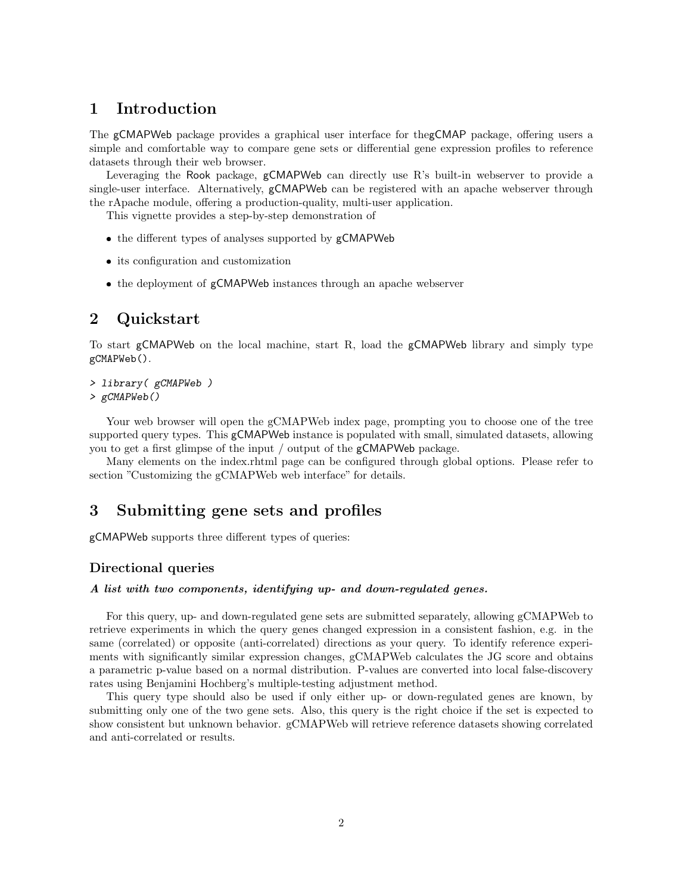# 1 Introduction

The gCMAPWeb package provides a graphical user interface for thegCMAP package, offering users a simple and comfortable way to compare gene sets or differential gene expression profiles to reference datasets through their web browser.

Leveraging the Rook package, gCMAPWeb can directly use R's built-in webserver to provide a single-user interface. Alternatively, gCMAPWeb can be registered with an apache webserver through the rApache module, offering a production-quality, multi-user application.

This vignette provides a step-by-step demonstration of

- the different types of analyses supported by gCMAPWeb
- its configuration and customization
- the deployment of gCMAPWeb instances through an apache webserver

# 2 Quickstart

To start gCMAPWeb on the local machine, start R, load the gCMAPWeb library and simply type gCMAPWeb().

```
> library( gCMAPWeb )
> gCMAPWeb()
```

Your web browser will open the gCMAPWeb index page, prompting you to choose one of the tree supported query types. This gCMAPWeb instance is populated with small, simulated datasets, allowing you to get a first glimpse of the input / output of the gCMAPWeb package.

Many elements on the index.rhtml page can be configured through global options. Please refer to section "Customizing the gCMAPWeb web interface" for details.

# 3 Submitting gene sets and profiles

gCMAPWeb supports three different types of queries:

### Directional queries

***A list with two components, identifying up- and down-regulated genes.***

For this query, up- and down-regulated gene sets are submitted separately, allowing gCMAPWeb to retrieve experiments in which the query genes changed expression in a consistent fashion, e.g. in the same (correlated) or opposite (anti-correlated) directions as your query. To identify reference experiments with significantly similar expression changes, gCMAPWeb calculates the JG score and obtains a parametric p-value based on a normal distribution. P-values are converted into local false-discovery rates using Benjamini Hochberg's multiple-testing adjustment method.

This query type should also be used if only either up- or down-regulated genes are known, by submitting only one of the two gene sets. Also, this query is the right choice if the set is expected to show consistent but unknown behavior. gCMAPWeb will retrieve reference datasets showing correlated and anti-correlated or results.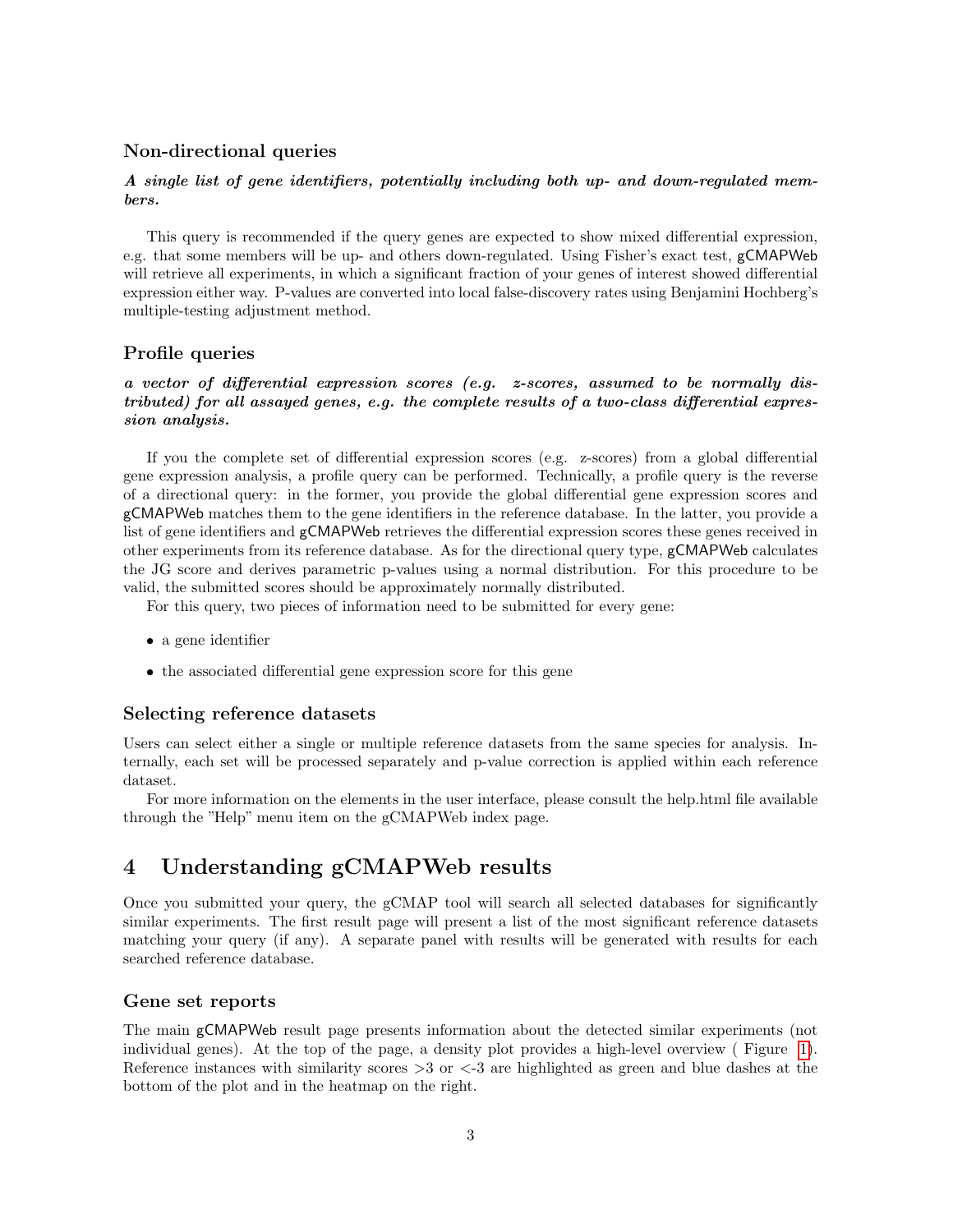### Non-directional queries

***A single list of gene identifiers, potentially including both up- and down-regulated members.***

This query is recommended if the query genes are expected to show mixed differential expression, e.g. that some members will be up- and others down-regulated. Using Fisher's exact test, gCMAPWeb will retrieve all experiments, in which a significant fraction of your genes of interest showed differential expression either way. P-values are converted into local false-discovery rates using Benjamini Hochberg's multiple-testing adjustment method.

### Profile queries

***a vector of differential expression scores (e.g. z-scores, assumed to be normally distributed) for all assayed genes, e.g. the complete results of a two-class differential expression analysis.***

If you the complete set of differential expression scores (e.g. z-scores) from a global differential gene expression analysis, a profile query can be performed. Technically, a profile query is the reverse of a directional query: in the former, you provide the global differential gene expression scores and gCMAPWeb matches them to the gene identifiers in the reference database. In the latter, you provide a list of gene identifiers and gCMAPWeb retrieves the differential expression scores these genes received in other experiments from its reference database. As for the directional query type, gCMAPWeb calculates the JG score and derives parametric p-values using a normal distribution. For this procedure to be valid, the submitted scores should be approximately normally distributed.

For this query, two pieces of information need to be submitted for every gene:

- a gene identifier
- the associated differential gene expression score for this gene

### Selecting reference datasets

Users can select either a single or multiple reference datasets from the same species for analysis. Internally, each set will be processed separately and p-value correction is applied within each reference dataset.

For more information on the elements in the user interface, please consult the help.html file available through the "Help" menu item on the gCMAPWeb index page.

## 4 Understanding gCMAPWeb results

Once you submitted your query, the gCMAP tool will search all selected databases for significantly similar experiments. The first result page will present a list of the most significant reference datasets matching your query (if any). A separate panel with results will be generated with results for each searched reference database.

### Gene set reports

The main gCMAPWeb result page presents information about the detected similar experiments (not individual genes). At the top of the page, a density plot provides a high-level overview ( Figure 1). Reference instances with similarity scores $>3$ or $<-3$ are highlighted as green and blue dashes at the bottom of the plot and in the heatmap on the right.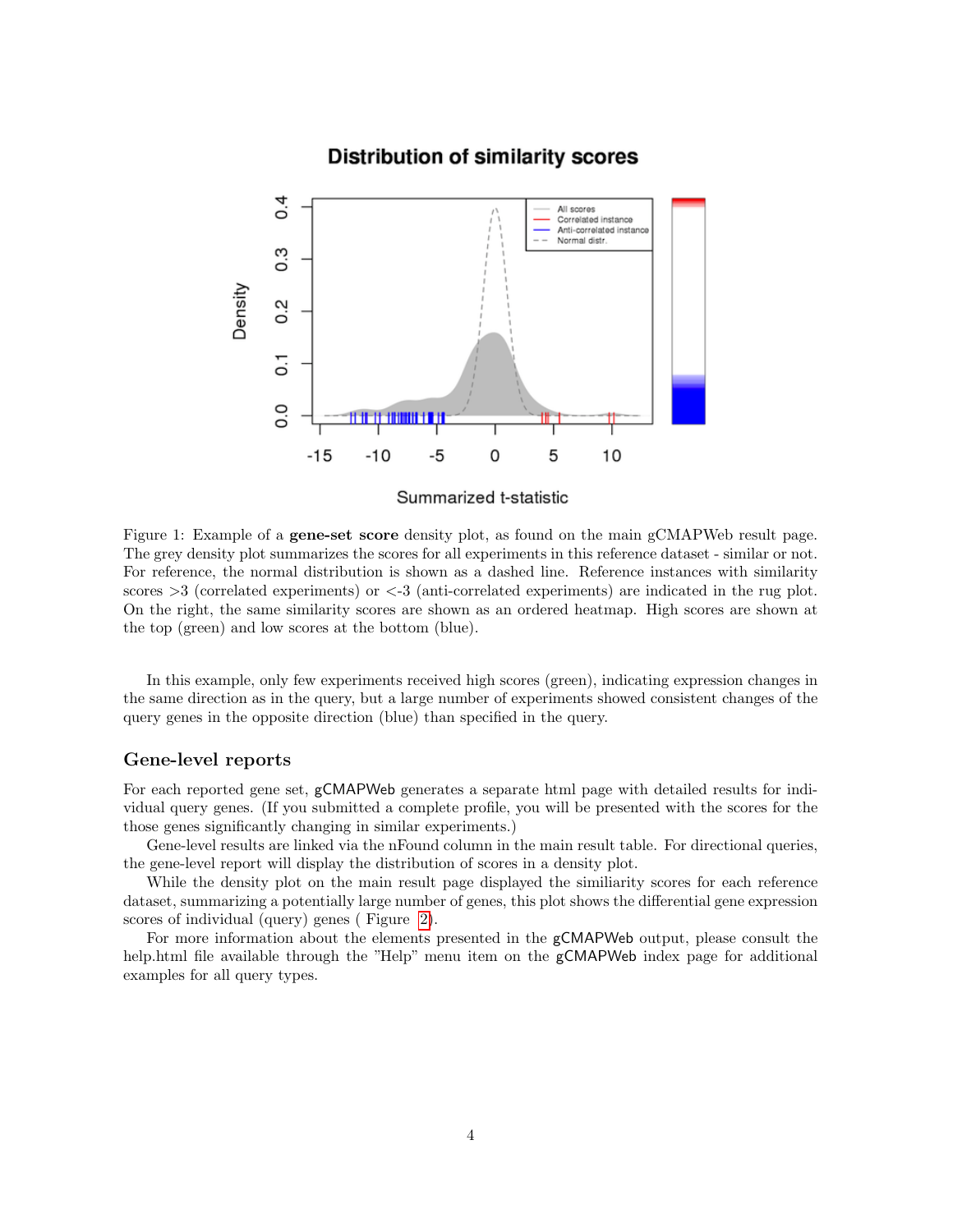Figure 1: Example of a **gene-set score** density plot, as found on the main gCMAPWeb result page. The grey density plot summarizes the scores for all experiments in this reference dataset - similar or not. For reference, the normal distribution is shown as a dashed line. Reference instances with similarity scores >3 (correlated experiments) or <-3 (anti-correlated experiments) are indicated in the rug plot. On the right, the same similarity scores are shown as an ordered heatmap. High scores are shown at the top (green) and low scores at the bottom (blue).

In this example, only few experiments received high scores (green), indicating expression changes in the same direction as in the query, but a large number of experiments showed consistent changes of the query genes in the opposite direction (blue) than specified in the query.

### Gene-level reports

For each reported gene set, gCMAPWeb generates a separate html page with detailed results for individual query genes. (If you submitted a complete profile, you will be presented with the scores for the those genes significantly changing in similar experiments.)

Gene-level results are linked via the nFound column in the main result table. For directional queries, the gene-level report will display the distribution of scores in a density plot.

While the density plot on the main result page displayed the similiarity scores for each reference dataset, summarizing a potentially large number of genes, this plot shows the differential gene expression scores of individual (query) genes ( Figure 2).

For more information about the elements presented in the gCMAPWeb output, please consult the help.html file available through the "Help" menu item on the gCMAPWeb index page for additional examples for all query types.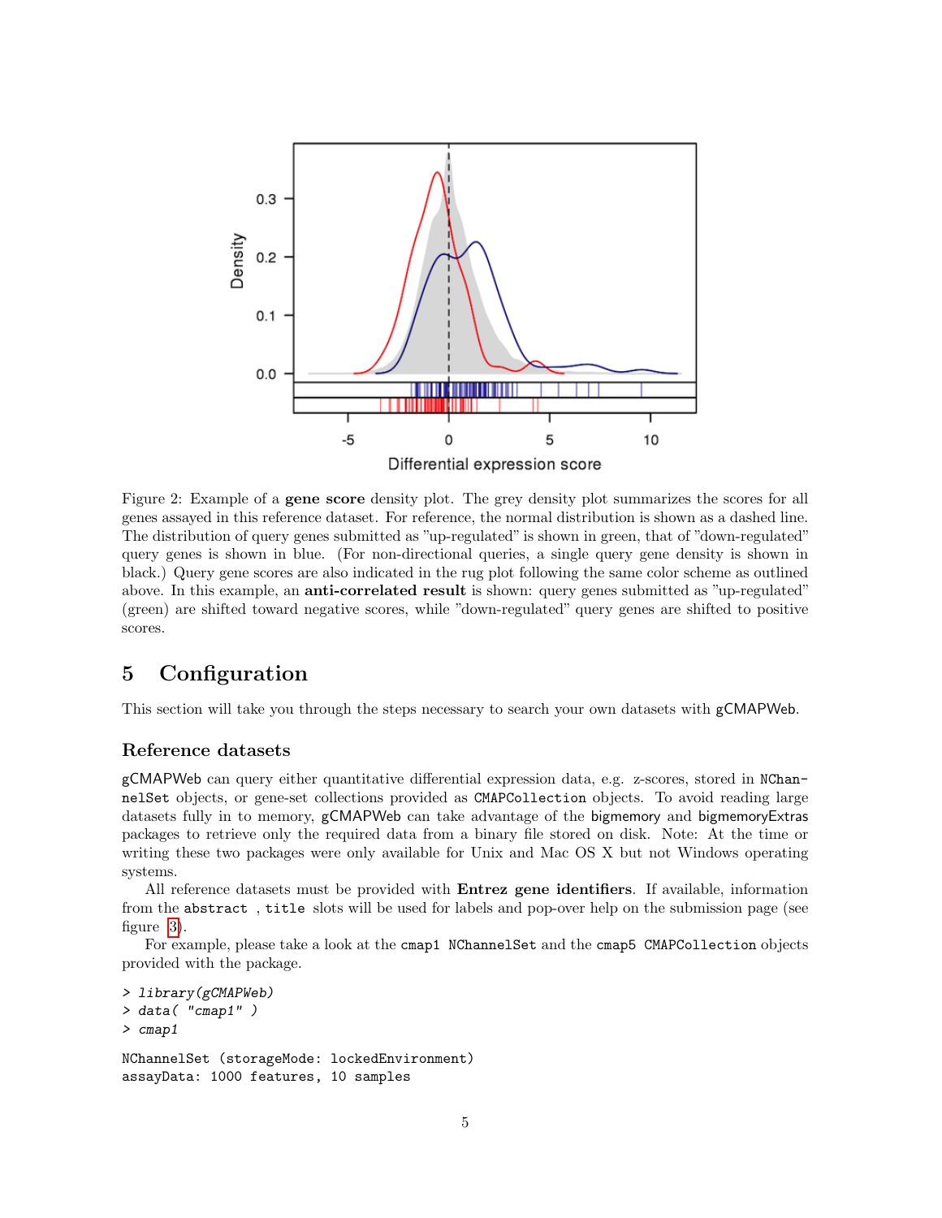Figure 2: Example of a **gene score** density plot. The grey density plot summarizes the scores for all genes assayed in this reference dataset. For reference, the normal distribution is shown as a dashed line. The distribution of query genes submitted as "up-regulated" is shown in green, that of "down-regulated" query genes is shown in blue. (For non-directional queries, a single query gene density is shown in black.) Query gene scores are also indicated in the rug plot following the same color scheme as outlined above. In this example, an **anti-correlated result** is shown: query genes submitted as "up-regulated" (green) are shifted toward negative scores, while "down-regulated" query genes are shifted to positive scores.

# 5 Configuration

This section will take you through the steps necessary to search your own datasets with gCMAPWeb.

## Reference datasets

gCMAPWeb can query either quantitative differential expression data, e.g. z-scores, stored in `NChannelSet` objects, or gene-set collections provided as `CMAPCollection` objects. To avoid reading large datasets fully in to memory, gCMAPWeb can take advantage of the bigmemory and bigmemoryExtras packages to retrieve only the required data from a binary file stored on disk. Note: At the time or writing these two packages were only available for Unix and Mac OS X but not Windows operating systems.

All reference datasets must be provided with **Entrez gene identifiers**. If available, information from the `abstract` , `title` slots will be used for labels and pop-over help on the submission page (see figure 3).

For example, please take a look at the `cmap1` `NChannelSet` and the `cmap5` `CMAPCollection` objects provided with the package.

```
> library(gCMAPWeb)
> data( "cmap1" )
> cmap1

NChannelSet (storageMode: lockedEnvironment)
assayData: 1000 features, 10 samples
```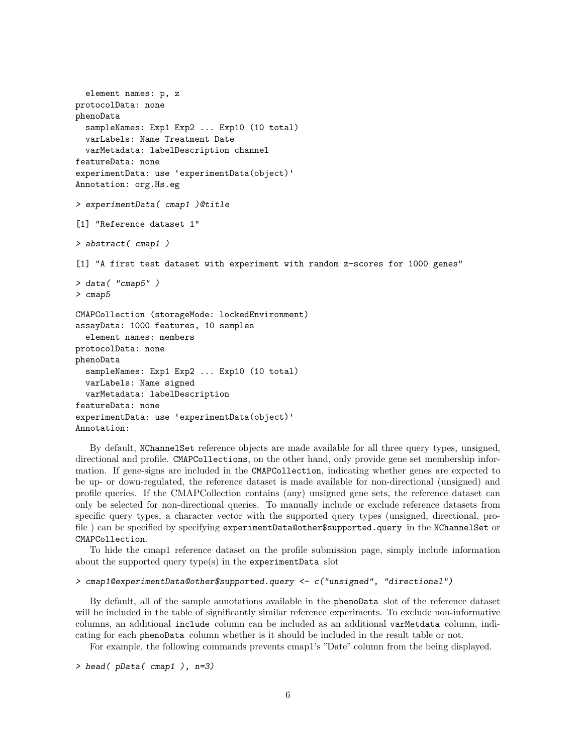```
  element names: p, z
protocolData: none
phenoData
  sampleNames: Exp1 Exp2 ... Exp10 (10 total)
  varLabels: Name Treatment Date
  varMetadata: labelDescription channel
featureData: none
experimentData: use 'experimentData(object)'
Annotation: org.Hs.eg
```

```
> experimentData( cmap1 )@title
```

```
[1] "Reference dataset 1"
```

```
> abstract( cmap1 )
```

```
[1] "A first test dataset with experiment with random z-scores for 1000 genes"
```

```
> data( "cmap5" )
> cmap5
```

```
CMAPCollection (storageMode: lockedEnvironment)
assayData: 1000 features, 10 samples
  element names: members
protocolData: none
phenoData
  sampleNames: Exp1 Exp2 ... Exp10 (10 total)
  varLabels: Name signed
  varMetadata: labelDescription
featureData: none
experimentData: use 'experimentData(object)'
Annotation:
```

By default, `NChannelSet` reference objects are made available for all three query types, unsigned, directional and profile. `CMAPCollections`, on the other hand, only provide gene set membership information. If gene-signs are included in the `CMAPCollection`, indicating whether genes are expected to be up- or down-regulated, the reference dataset is made available for non-directional (unsigned) and profile queries. If the CMAPCollection contains (any) unsigned gene sets, the reference dataset can only be selected for non-directional queries. To manually include or exclude reference datasets from specific query types, a character vector with the supported query types (unsigned, directional, profile ) can be specified by specifying `experimentData@other$supported.query` in the `NChannelSet` or `CMAPCollection`.

To hide the cmap1 reference dataset on the profile submission page, simply include information about the supported query type(s) in the `experimentData` slot

```
> cmap1@experimentData@other$supported.query <- c("unsigned", "directional")
```

By default, all of the sample annotations available in the `phenoData` slot of the reference dataset will be included in the table of significantly similar reference experiments. To exclude non-informative columns, an additional `include` column can be included as an additional `varMetdata` column, indicating for each `phenoData` column whether is it should be included in the result table or not.

For example, the following commands prevents cmap1's "Date" column from the being displayed.

```
> head( pData( cmap1 ), n=3)
```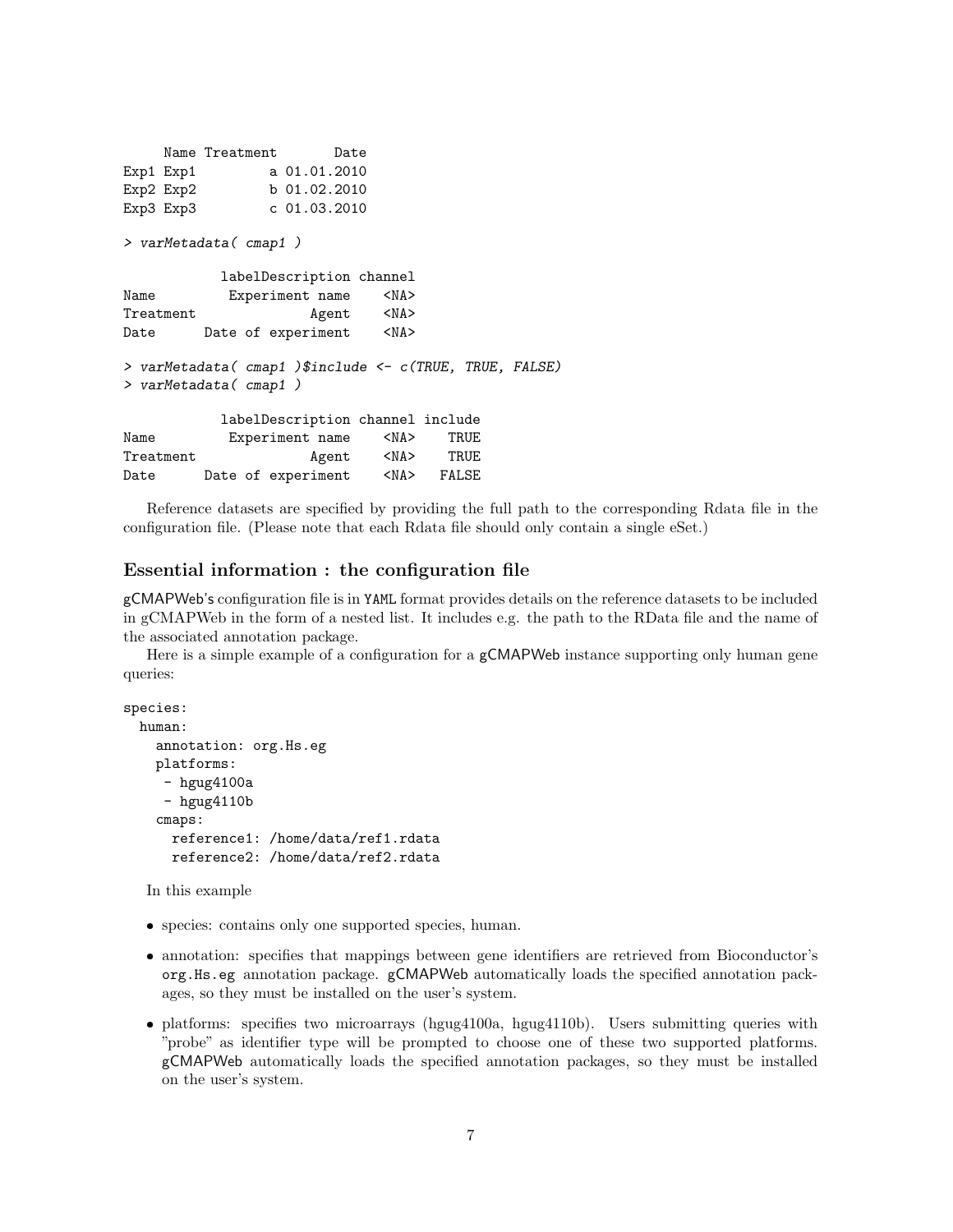```
     Name Treatment       Date
Exp1 Exp1         a 01.01.2010
Exp2 Exp2         b 01.02.2010
Exp3 Exp3         c 01.03.2010
```

```
> varMetadata( cmap1 )
```

```
           labelDescription channel
Name         Experiment name    <NA>
Treatment              Agent    <NA>
Date      Date of experiment    <NA>
```

```
> varMetadata( cmap1 )$include <- c(TRUE, TRUE, FALSE)
> varMetadata( cmap1 )
```

```
           labelDescription channel include
Name         Experiment name    <NA>    TRUE
Treatment              Agent    <NA>    TRUE
Date      Date of experiment    <NA>   FALSE
```

Reference datasets are specified by providing the full path to the corresponding Rdata file in the configuration file. (Please note that each Rdata file should only contain a single eSet.)

### Essential information : the configuration file

gCMAPWeb's configuration file is in YAML format provides details on the reference datasets to be included in gCMAPWeb in the form of a nested list. It includes e.g. the path to the RData file and the name of the associated annotation package.

Here is a simple example of a configuration for a gCMAPWeb instance supporting only human gene queries:

```
species:
  human:
    annotation: org.Hs.eg
    platforms:
     - hgug4100a
     - hgug4110b
    cmaps:
      reference1: /home/data/ref1.rdata
      reference2: /home/data/ref2.rdata
```

In this example

- species: contains only one supported species, human.
- annotation: specifies that mappings between gene identifiers are retrieved from Bioconductor's org.Hs.eg annotation package. gCMAPWeb automatically loads the specified annotation packages, so they must be installed on the user's system.
- platforms: specifies two microarrays (hgug4100a, hgug4110b). Users submitting queries with "probe" as identifier type will be prompted to choose one of these two supported platforms. gCMAPWeb automatically loads the specified annotation packages, so they must be installed on the user's system.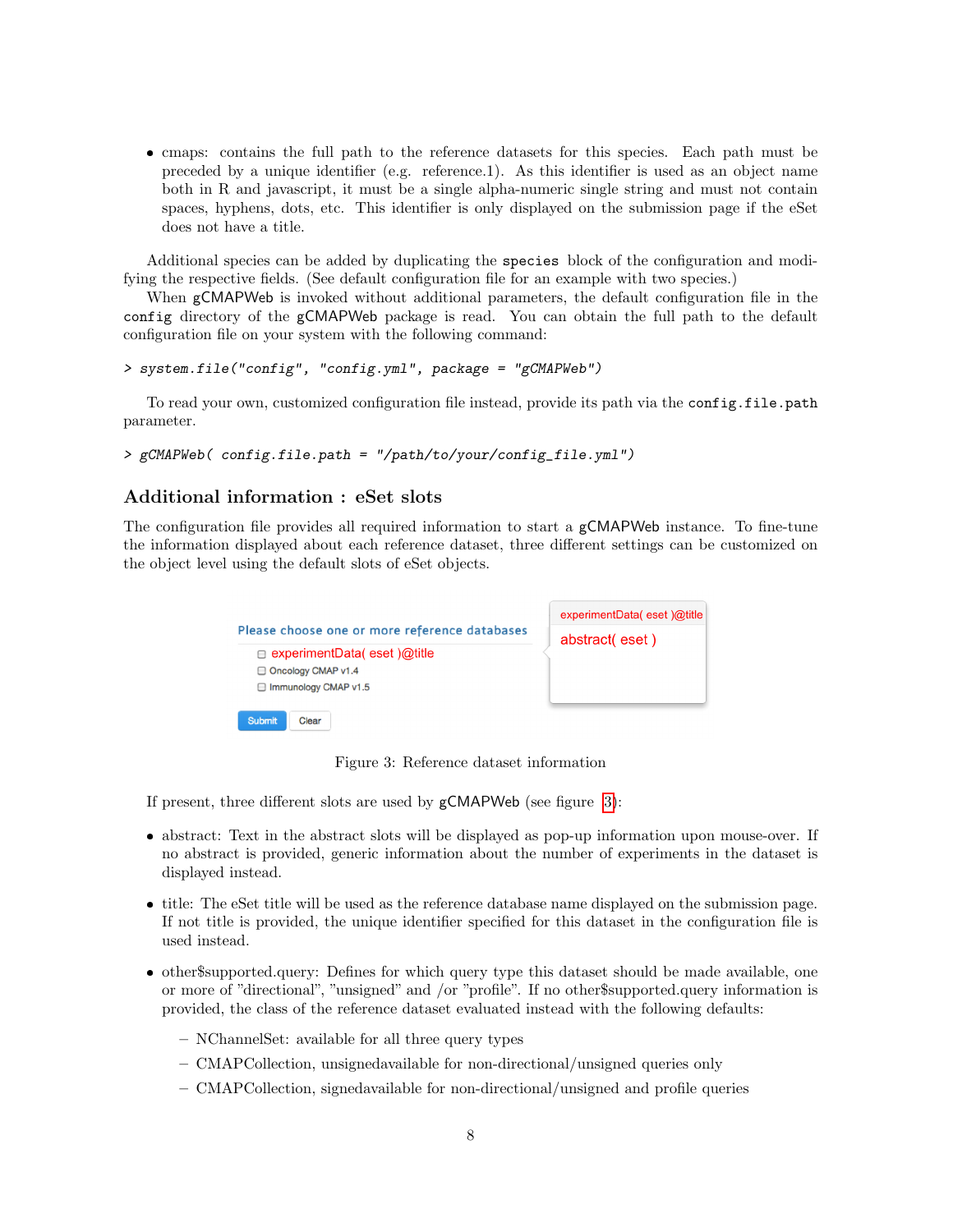- cmaps: contains the full path to the reference datasets for this species. Each path must be preceded by a unique identifier (e.g. reference.1). As this identifier is used as an object name both in R and javascript, it must be a single alpha-numeric single string and must not contain spaces, hyphens, dots, etc. This identifier is only displayed on the submission page if the eSet does not have a title.

Additional species can be added by duplicating the `species` block of the configuration and modifying the respective fields. (See default configuration file for an example with two species.)

When gCMAPWeb is invoked without additional parameters, the default configuration file in the `config` directory of the gCMAPWeb package is read. You can obtain the full path to the default configuration file on your system with the following command:

```
> system.file("config", "config.yml", package = "gCMAPWeb")
```

To read your own, customized configuration file instead, provide its path via the `config.file.path` parameter.

```
> gCMAPWeb( config.file.path = "/path/to/your/config_file.yml")
```

## Additional information : eSet slots

The configuration file provides all required information to start a gCMAPWeb instance. To fine-tune the information displayed about each reference dataset, three different settings can be customized on the object level using the default slots of eSet objects.

Figure 3: Reference dataset information

If present, three different slots are used by gCMAPWeb (see figure 3):

- abstract: Text in the abstract slots will be displayed as pop-up information upon mouse-over. If no abstract is provided, generic information about the number of experiments in the dataset is displayed instead.
- title: The eSet title will be used as the reference database name displayed on the submission page. If not title is provided, the unique identifier specified for this dataset in the configuration file is used instead.
- other$supported.query: Defines for which query type this dataset should be made available, one or more of "directional", "unsigned" and /or "profile". If no other$supported.query information is provided, the class of the reference dataset evaluated instead with the following defaults:
  - NChannelSet: available for all three query types
  - CMAPCollection, unsignedavailable for non-directional/unsigned queries only
  - CMAPCollection, signedavailable for non-directional/unsigned and profile queries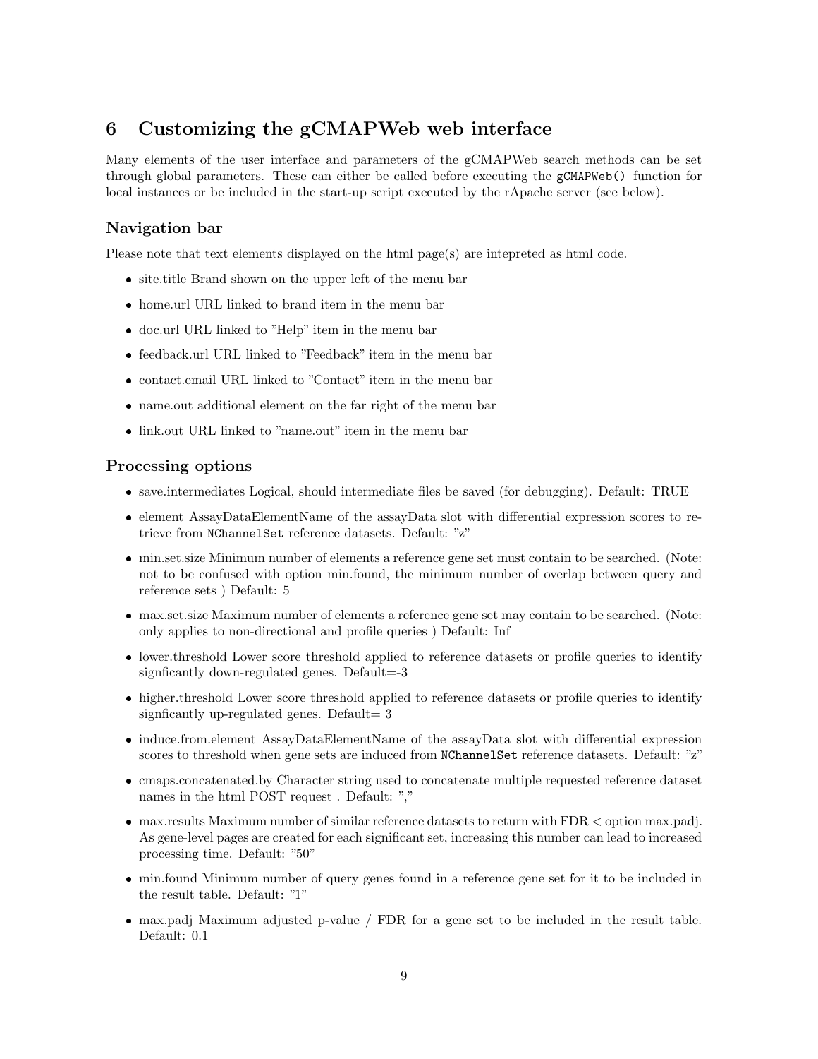## 6 Customizing the gCMAPWeb web interface

Many elements of the user interface and parameters of the gCMAPWeb search methods can be set through global parameters. These can either be called before executing the `gCMAPWeb()` function for local instances or be included in the start-up script executed by the rApache server (see below).

### Navigation bar

Please note that text elements displayed on the html page(s) are intepreted as html code.

- site.title Brand shown on the upper left of the menu bar
- home.url URL linked to brand item in the menu bar
- doc.url URL linked to "Help" item in the menu bar
- feedback.url URL linked to "Feedback" item in the menu bar
- contact.email URL linked to "Contact" item in the menu bar
- name.out additional element on the far right of the menu bar
- link.out URL linked to "name.out" item in the menu bar

### Processing options

- save.intermediates Logical, should intermediate files be saved (for debugging). Default: TRUE
- element AssayDataElementName of the assayData slot with differential expression scores to retrieve from `NChannelSet` reference datasets. Default: "z"
- min.set.size Minimum number of elements a reference gene set must contain to be searched. (Note: not to be confused with option min.found, the minimum number of overlap between query and reference sets ) Default: 5
- max.set.size Maximum number of elements a reference gene set may contain to be searched. (Note: only applies to non-directional and profile queries ) Default: Inf
- lower.threshold Lower score threshold applied to reference datasets or profile queries to identify signficantly down-regulated genes. Default=-3
- higher.threshold Lower score threshold applied to reference datasets or profile queries to identify signficantly up-regulated genes. Default= 3
- induce.from.element AssayDataElementName of the assayData slot with differential expression scores to threshold when gene sets are induced from `NChannelSet` reference datasets. Default: "z"
- cmaps.concatenated.by Character string used to concatenate multiple requested reference dataset names in the html POST request . Default: ","
- max.results Maximum number of similar reference datasets to return with FDR < option max.padj. As gene-level pages are created for each significant set, increasing this number can lead to increased processing time. Default: "50"
- min.found Minimum number of query genes found in a reference gene set for it to be included in the result table. Default: "1"
- max.padj Maximum adjusted p-value / FDR for a gene set to be included in the result table. Default: 0.1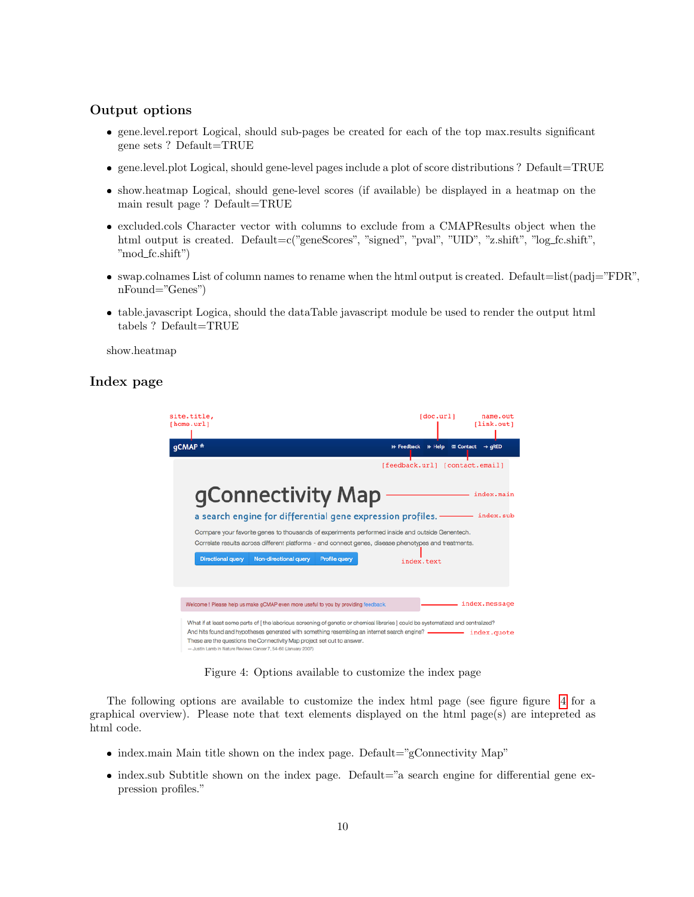## Output options

- gene.level.report Logical, should sub-pages be created for each of the top max.results significant gene sets ? Default=TRUE
- gene.level.plot Logical, should gene-level pages include a plot of score distributions ? Default=TRUE
- show.heatmap Logical, should gene-level scores (if available) be displayed in a heatmap on the main result page ? Default=TRUE
- excluded.cols Character vector with columns to exclude from a CMAPResults object when the html output is created. Default=c("geneScores", "signed", "pval", "UID", "z.shift", "log_fc.shift", "mod_fc.shift")
- swap.colnames List of column names to rename when the html output is created. Default=list(padj="FDR", nFound="Genes")
- table.javascript Logica, should the dataTable javascript module be used to render the output html tabels ? Default=TRUE

show.heatmap

## Index page

Figure 4: Options available to customize the index page

The following options are available to customize the index html page (see figure figure 4 for a graphical overview). Please note that text elements displayed on the html page(s) are intepreted as html code.

- index.main Main title shown on the index page. Default="gConnectivity Map"
- index.sub Subtitle shown on the index page. Default="a search engine for differential gene expression profiles."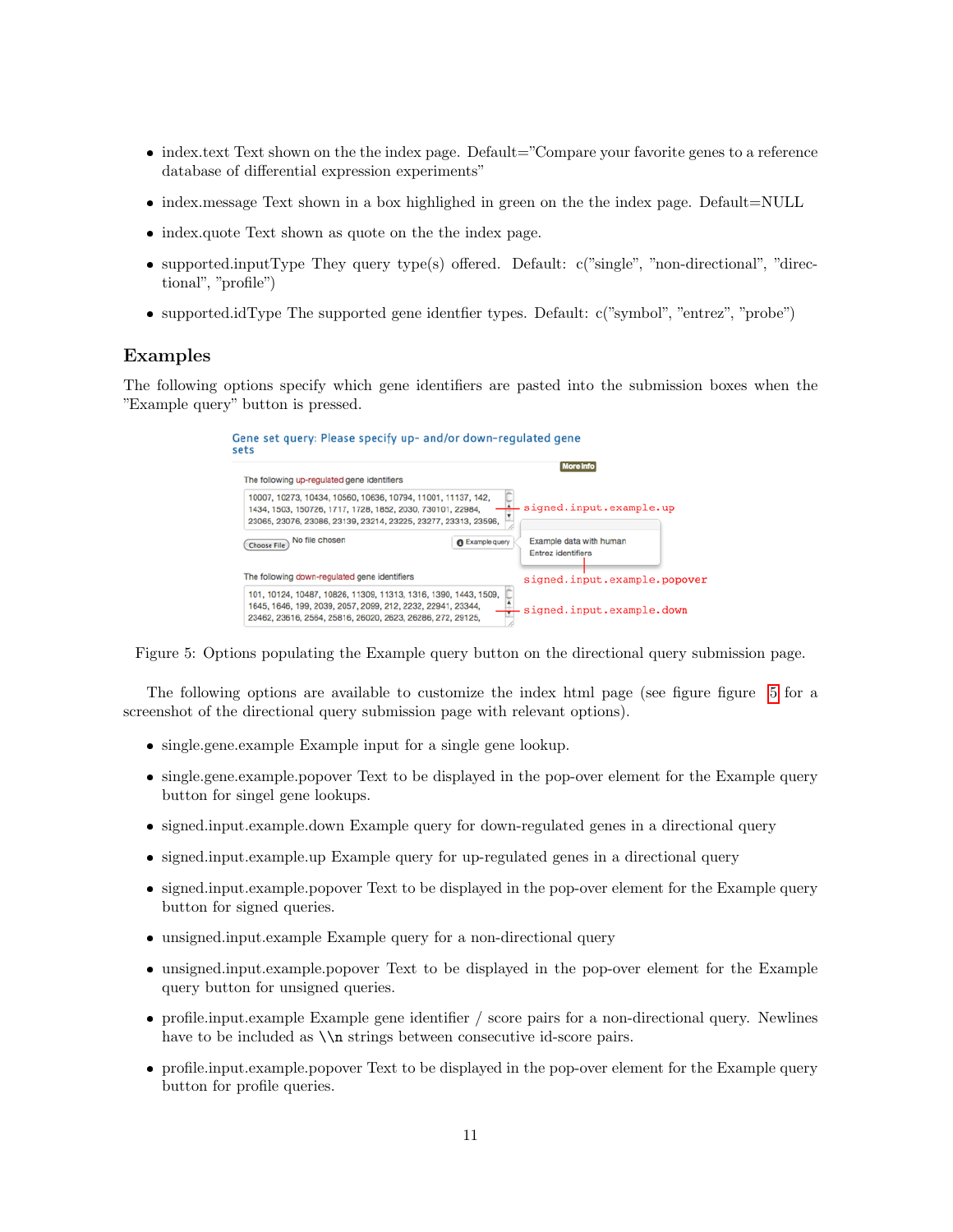- index.text Text shown on the the index page. Default="Compare your favorite genes to a reference database of differential expression experiments"

- index.message Text shown in a box highlighed in green on the the index page. Default=NULL

- index.quote Text shown as quote on the the index page.

- supported.inputType They query type(s) offered. Default: c("single", "non-directional", "directional", "profile")

- supported.idType The supported gene identfier types. Default: c("symbol", "entrez", "probe")

## Examples

The following options specify which gene identifiers are pasted into the submission boxes when the "Example query" button is pressed.

Figure 5: Options populating the Example query button on the directional query submission page.

The following options are available to customize the index html page (see figure figure 5 for a screenshot of the directional query submission page with relevant options).

- single.gene.example Example input for a single gene lookup.

- single.gene.example.popover Text to be displayed in the pop-over element for the Example query button for singel gene lookups.

- signed.input.example.down Example query for down-regulated genes in a directional query

- signed.input.example.up Example query for up-regulated genes in a directional query

- signed.input.example.popover Text to be displayed in the pop-over element for the Example query button for signed queries.

- unsigned.input.example Example query for a non-directional query

- unsigned.input.example.popover Text to be displayed in the pop-over element for the Example query button for unsigned queries.

- profile.input.example Example gene identifier / score pairs for a non-directional query. Newlines have to be included as \\n strings between consecutive id-score pairs.

- profile.input.example.popover Text to be displayed in the pop-over element for the Example query button for profile queries.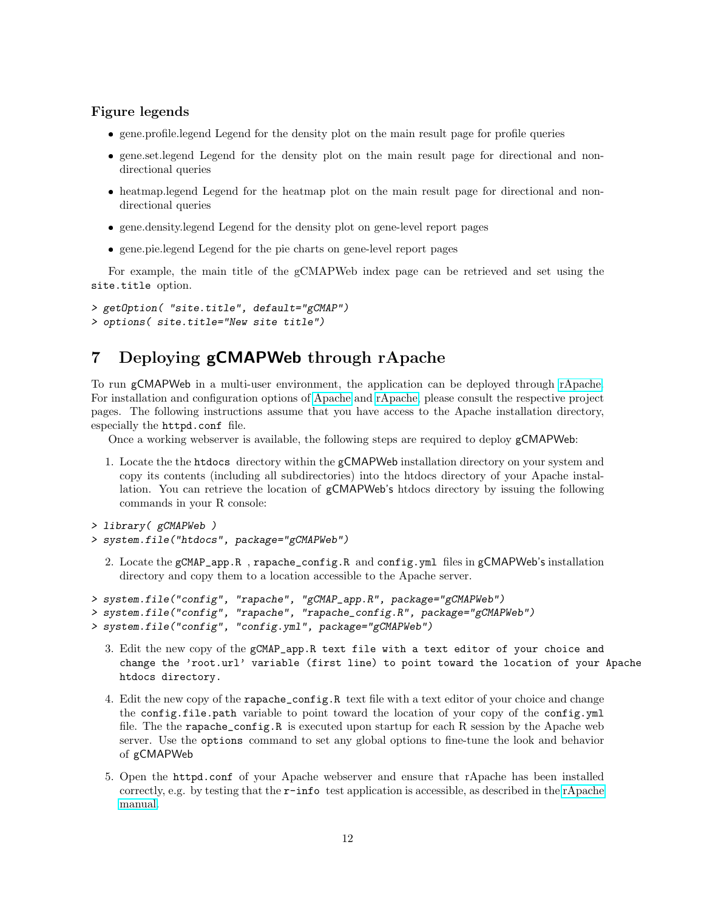### Figure legends

- gene.profile.legend Legend for the density plot on the main result page for profile queries
- gene.set.legend Legend for the density plot on the main result page for directional and non-directional queries
- heatmap.legend Legend for the heatmap plot on the main result page for directional and non-directional queries
- gene.density.legend Legend for the density plot on gene-level report pages
- gene.pie.legend Legend for the pie charts on gene-level report pages

For example, the main title of the gCMAPWeb index page can be retrieved and set using the `site.title` option.

```
> getOption( "site.title", default="gCMAP")
> options( site.title="New site title")
```

## 7 Deploying gCMAPWeb through rApache

To run gCMAPWeb in a multi-user environment, the application can be deployed through rApache. For installation and configuration options of Apache and rApache, please consult the respective project pages. The following instructions assume that you have access to the Apache installation directory, especially the `httpd.conf` file.

Once a working webserver is available, the following steps are required to deploy gCMAPWeb:

1. Locate the the `htdocs` directory within the gCMAPWeb installation directory on your system and copy its contents (including all subdirectories) into the htdocs directory of your Apache installation. You can retrieve the location of gCMAPWeb's htdocs directory by issuing the following commands in your R console:

```
> library( gCMAPWeb )
> system.file("htdocs", package="gCMAPWeb")
```

2. Locate the `gCMAP_app.R` , `rapache_config.R` and `config.yml` files in gCMAPWeb's installation directory and copy them to a location accessible to the Apache server.

```
> system.file("config", "rapache", "gCMAP_app.R", package="gCMAPWeb")
> system.file("config", "rapache", "rapache_config.R", package="gCMAPWeb")
> system.file("config", "config.yml", package="gCMAPWeb")
```

3. Edit the new copy of the `gCMAP_app.R text file with a text editor of your choice and change the 'root.url' variable (first line) to point toward the location of your Apache htdocs directory.`

4. Edit the new copy of the `rapache_config.R` text file with a text editor of your choice and change the `config.file.path` variable to point toward the location of your copy of the `config.yml` file. The the `rapache_config.R` is executed upon startup for each R session by the Apache web server. Use the `options` command to set any global options to fine-tune the look and behavior of gCMAPWeb

5. Open the `httpd.conf` of your Apache webserver and ensure that rApache has been installed correctly, e.g. by testing that the `r-info` test application is accessible, as described in the rApache manual.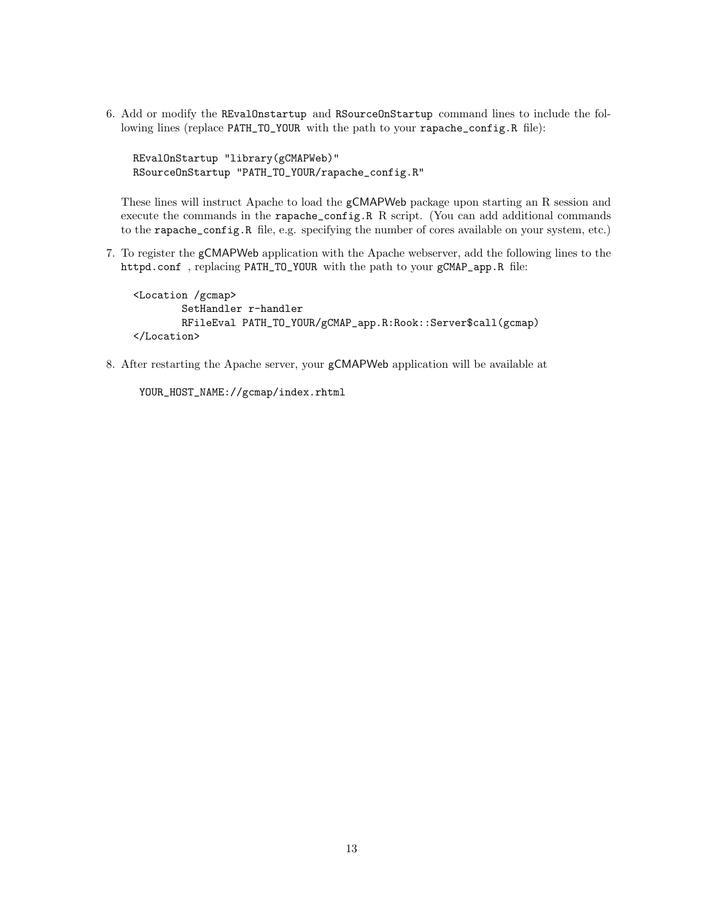6. Add or modify the REvalOnstartup and RSourceOnStartup command lines to include the following lines (replace PATH_TO_YOUR with the path to your rapache_config.R file):

   ```
   REvalOnStartup "library(gCMAPWeb)"
   RSourceOnStartup "PATH_TO_YOUR/rapache_config.R"
   ```

   These lines will instruct Apache to load the gCMAPWeb package upon starting an R session and execute the commands in the rapache_config.R R script. (You can add additional commands to the rapache_config.R file, e.g. specifying the number of cores available on your system, etc.)

7. To register the gCMAPWeb application with the Apache webserver, add the following lines to the httpd.conf , replacing PATH_TO_YOUR with the path to your gCMAP_app.R file:

   ```
   <Location /gcmap>
           SetHandler r-handler
           RFileEval PATH_TO_YOUR/gCMAP_app.R:Rook::Server$call(gcmap)
   </Location>
   ```

8. After restarting the Apache server, your gCMAPWeb application will be available at

   ```
   YOUR_HOST_NAME://gcmap/index.rhtml
   ```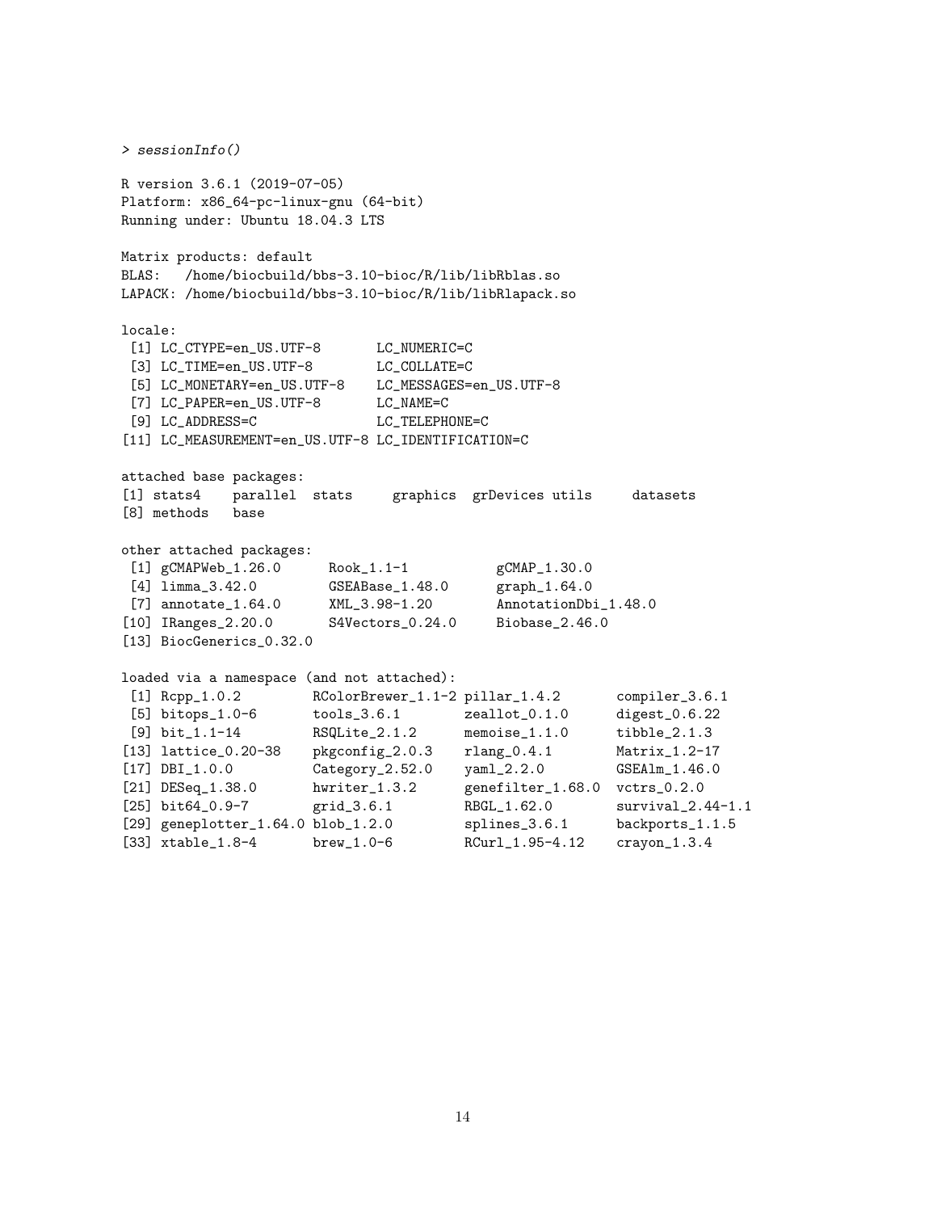```
> sessionInfo()

R version 3.6.1 (2019-07-05)
Platform: x86_64-pc-linux-gnu (64-bit)
Running under: Ubuntu 18.04.3 LTS

Matrix products: default
BLAS:   /home/biocbuild/bbs-3.10-bioc/R/lib/libRblas.so
LAPACK: /home/biocbuild/bbs-3.10-bioc/R/lib/libRlapack.so

locale:
 [1] LC_CTYPE=en_US.UTF-8       LC_NUMERIC=C
 [3] LC_TIME=en_US.UTF-8        LC_COLLATE=C
 [5] LC_MONETARY=en_US.UTF-8    LC_MESSAGES=en_US.UTF-8
 [7] LC_PAPER=en_US.UTF-8       LC_NAME=C
 [9] LC_ADDRESS=C               LC_TELEPHONE=C
[11] LC_MEASUREMENT=en_US.UTF-8 LC_IDENTIFICATION=C

attached base packages:
[1] stats4    parallel  stats     graphics  grDevices utils     datasets
[8] methods   base

other attached packages:
 [1] gCMAPWeb_1.26.0      Rook_1.1-1           gCMAP_1.30.0
 [4] limma_3.42.0         GSEABase_1.48.0      graph_1.64.0
 [7] annotate_1.64.0      XML_3.98-1.20        AnnotationDbi_1.48.0
[10] IRanges_2.20.0       S4Vectors_0.24.0     Biobase_2.46.0
[13] BiocGenerics_0.32.0

loaded via a namespace (and not attached):
 [1] Rcpp_1.0.2         RColorBrewer_1.1-2 pillar_1.4.2       compiler_3.6.1
 [5] bitops_1.0-6       tools_3.6.1        zeallot_0.1.0      digest_0.6.22
 [9] bit_1.1-14         RSQLite_2.1.2      memoise_1.1.0      tibble_2.1.3
[13] lattice_0.20-38    pkgconfig_2.0.3    rlang_0.4.1        Matrix_1.2-17
[17] DBI_1.0.0          Category_2.52.0    yaml_2.2.0         GSEAlm_1.46.0
[21] DESeq_1.38.0       hwriter_1.3.2      genefilter_1.68.0  vctrs_0.2.0
[25] bit64_0.9-7        grid_3.6.1         RBGL_1.62.0        survival_2.44-1.1
[29] geneplotter_1.64.0 blob_1.2.0         splines_3.6.1      backports_1.1.5
[33] xtable_1.8-4       brew_1.0-6         RCurl_1.95-4.12    crayon_1.3.4
```